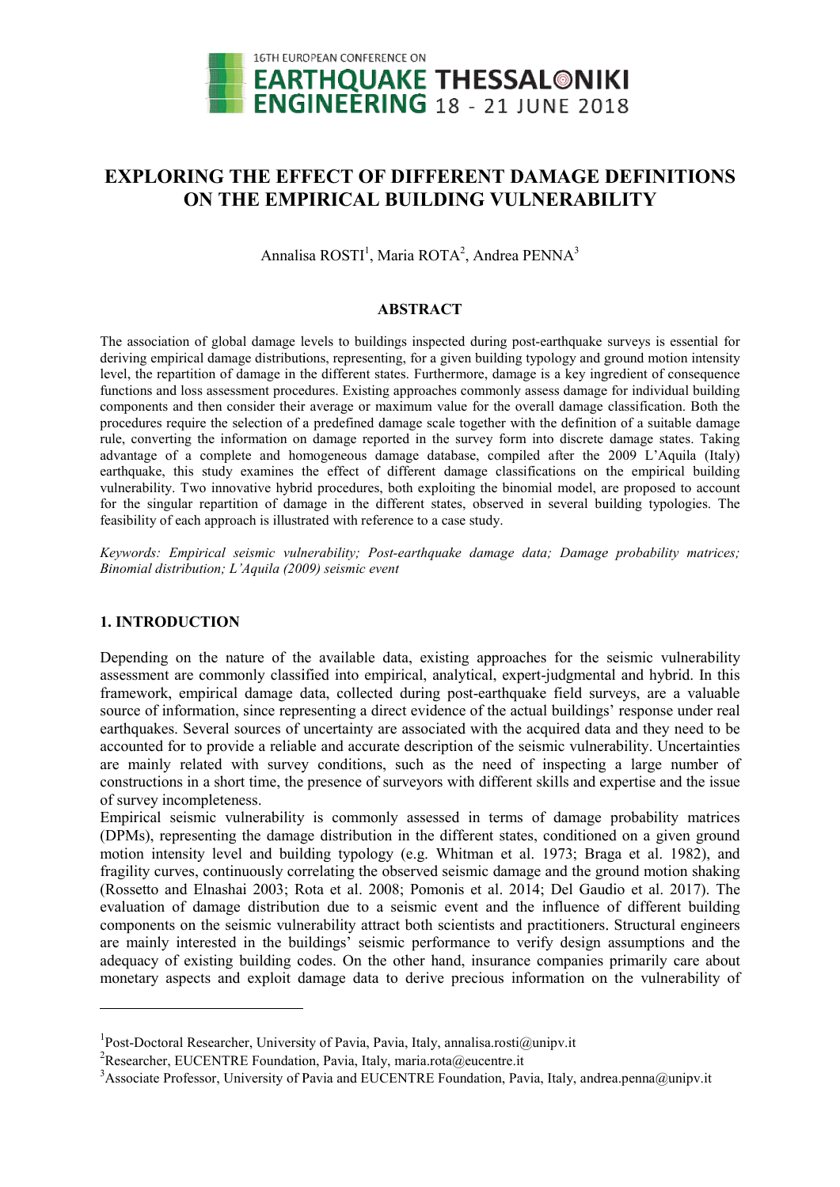# EXPLORING THE EFFECT OF DIFFERENT DAMAGE DEFINITIONS ON THE EMPIRICAL BUILDING VULNERABILITY

Annalisa ROSTI[1], Maria ROTA[2], Andrea PENNA[3]

## ABSTRACT

The association of global damage levels to buildings inspected during post-earthquake surveys is essential for deriving empirical damage distributions, representing, for a given building typology and ground motion intensity level, the repartition of damage in the different states. Furthermore, damage is a key ingredient of consequence functions and loss assessment procedures. Existing approaches commonly assess damage for individual building components and then consider their average or maximum value for the overall damage classification. Both the procedures require the selection of a predefined damage scale together with the definition of a suitable damage rule, converting the information on damage reported in the survey form into discrete damage states. Taking advantage of a complete and homogeneous damage database, compiled after the 2009 L'Aquila (Italy) earthquake, this study examines the effect of different damage classifications on the empirical building vulnerability. Two innovative hybrid procedures, both exploiting the binomial model, are proposed to account for the singular repartition of damage in the different states, observed in several building typologies. The feasibility of each approach is illustrated with reference to a case study.

*Keywords: Empirical seismic vulnerability; Post-earthquake damage data; Damage probability matrices; Binomial distribution; L'Aquila (2009) seismic event*

## 1. INTRODUCTION

Depending on the nature of the available data, existing approaches for the seismic vulnerability assessment are commonly classified into empirical, analytical, expert-judgmental and hybrid. In this framework, empirical damage data, collected during post-earthquake field surveys, are a valuable source of information, since representing a direct evidence of the actual buildings' response under real earthquakes. Several sources of uncertainty are associated with the acquired data and they need to be accounted for to provide a reliable and accurate description of the seismic vulnerability. Uncertainties are mainly related with survey conditions, such as the need of inspecting a large number of constructions in a short time, the presence of surveyors with different skills and expertise and the issue of survey incompleteness.

Empirical seismic vulnerability is commonly assessed in terms of damage probability matrices (DPMs), representing the damage distribution in the different states, conditioned on a given ground motion intensity level and building typology (e.g. Whitman et al. 1973; Braga et al. 1982), and fragility curves, continuously correlating the observed seismic damage and the ground motion shaking (Rossetto and Elnashai 2003; Rota et al. 2008; Pomonis et al. 2014; Del Gaudio et al. 2017). The evaluation of damage distribution due to a seismic event and the influence of different building components on the seismic vulnerability attract both scientists and practitioners. Structural engineers are mainly interested in the buildings' seismic performance to verify design assumptions and the adequacy of existing building codes. On the other hand, insurance companies primarily care about monetary aspects and exploit damage data to derive precious information on the vulnerability of

---

[1]Post-Doctoral Researcher, University of Pavia, Pavia, Italy, annalisa.rosti@unipv.it

[2]Researcher, EUCENTRE Foundation, Pavia, Italy, maria.rota@eucentre.it

[3]Associate Professor, University of Pavia and EUCENTRE Foundation, Pavia, Italy, andrea.penna@unipv.it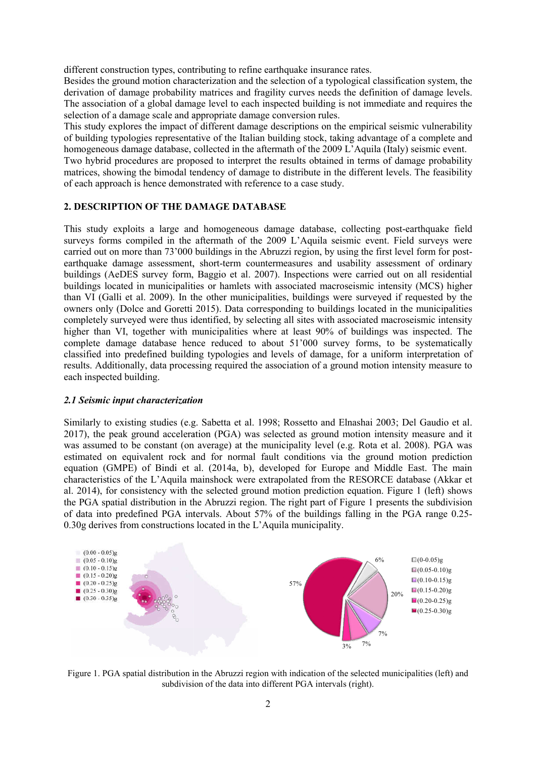different construction types, contributing to refine earthquake insurance rates.

Besides the ground motion characterization and the selection of a typological classification system, the derivation of damage probability matrices and fragility curves needs the definition of damage levels. The association of a global damage level to each inspected building is not immediate and requires the selection of a damage scale and appropriate damage conversion rules.

This study explores the impact of different damage descriptions on the empirical seismic vulnerability of building typologies representative of the Italian building stock, taking advantage of a complete and homogeneous damage database, collected in the aftermath of the 2009 L'Aquila (Italy) seismic event.

Two hybrid procedures are proposed to interpret the results obtained in terms of damage probability matrices, showing the bimodal tendency of damage to distribute in the different levels. The feasibility of each approach is hence demonstrated with reference to a case study.

## 2. DESCRIPTION OF THE DAMAGE DATABASE

This study exploits a large and homogeneous damage database, collecting post-earthquake field surveys forms compiled in the aftermath of the 2009 L'Aquila seismic event. Field surveys were carried out on more than 73'000 buildings in the Abruzzi region, by using the first level form for post-earthquake damage assessment, short-term countermeasures and usability assessment of ordinary buildings (AeDES survey form, Baggio et al. 2007). Inspections were carried out on all residential buildings located in municipalities or hamlets with associated macroseismic intensity (MCS) higher than VI (Galli et al. 2009). In the other municipalities, buildings were surveyed if requested by the owners only (Dolce and Goretti 2015). Data corresponding to buildings located in the municipalities completely surveyed were thus identified, by selecting all sites with associated macroseismic intensity higher than VI, together with municipalities where at least 90% of buildings was inspected. The complete damage database hence reduced to about 51'000 survey forms, to be systematically classified into predefined building typologies and levels of damage, for a uniform interpretation of results. Additionally, data processing required the association of a ground motion intensity measure to each inspected building.

### *2.1 Seismic input characterization*

Similarly to existing studies (e.g. Sabetta et al. 1998; Rossetto and Elnashai 2003; Del Gaudio et al. 2017), the peak ground acceleration (PGA) was selected as ground motion intensity measure and it was assumed to be constant (on average) at the municipality level (e.g. Rota et al. 2008). PGA was estimated on equivalent rock and for normal fault conditions via the ground motion prediction equation (GMPE) of Bindi et al. (2014a, b), developed for Europe and Middle East. The main characteristics of the L'Aquila mainshock were extrapolated from the RESORCE database (Akkar et al. 2014), for consistency with the selected ground motion prediction equation. Figure 1 (left) shows the PGA spatial distribution in the Abruzzi region. The right part of Figure 1 presents the subdivision of data into predefined PGA intervals. About 57% of the buildings falling in the PGA range 0.25-0.30g derives from constructions located in the L'Aquila municipality.

Figure 1. PGA spatial distribution in the Abruzzi region with indication of the selected municipalities (left) and subdivision of the data into different PGA intervals (right).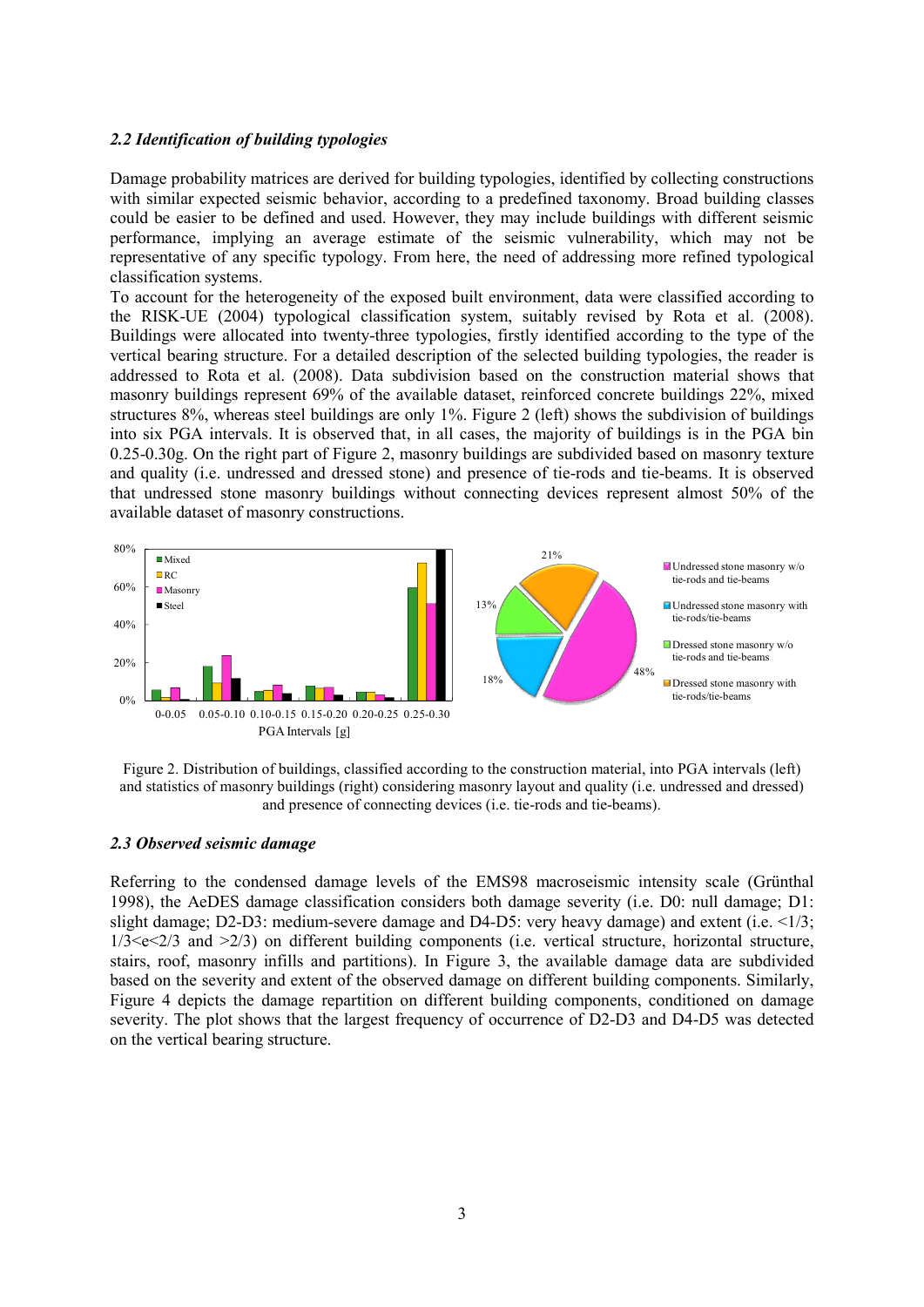### 2.2 Identification of building typologies

Damage probability matrices are derived for building typologies, identified by collecting constructions with similar expected seismic behavior, according to a predefined taxonomy. Broad building classes could be easier to be defined and used. However, they may include buildings with different seismic performance, implying an average estimate of the seismic vulnerability, which may not be representative of any specific typology. From here, the need of addressing more refined typological classification systems.

To account for the heterogeneity of the exposed built environment, data were classified according to the RISK-UE (2004) typological classification system, suitably revised by Rota et al. (2008). Buildings were allocated into twenty-three typologies, firstly identified according to the type of the vertical bearing structure. For a detailed description of the selected building typologies, the reader is addressed to Rota et al. (2008). Data subdivision based on the construction material shows that masonry buildings represent 69% of the available dataset, reinforced concrete buildings 22%, mixed structures 8%, whereas steel buildings are only 1%. Figure 2 (left) shows the subdivision of buildings into six PGA intervals. It is observed that, in all cases, the majority of buildings is in the PGA bin 0.25-0.30g. On the right part of Figure 2, masonry buildings are subdivided based on masonry texture and quality (i.e. undressed and dressed stone) and presence of tie-rods and tie-beams. It is observed that undressed stone masonry buildings without connecting devices represent almost 50% of the available dataset of masonry constructions.

Figure 2. Distribution of buildings, classified according to the construction material, into PGA intervals (left) and statistics of masonry buildings (right) considering masonry layout and quality (i.e. undressed and dressed) and presence of connecting devices (i.e. tie-rods and tie-beams).

### 2.3 Observed seismic damage

Referring to the condensed damage levels of the EMS98 macroseismic intensity scale (Grünthal 1998), the AeDES damage classification considers both damage severity (i.e. D0: null damage; D1: slight damage; D2-D3: medium-severe damage and D4-D5: very heavy damage) and extent (i.e. <1/3; 1/3<e<2/3 and >2/3) on different building components (i.e. vertical structure, horizontal structure, stairs, roof, masonry infills and partitions). In Figure 3, the available damage data are subdivided based on the severity and extent of the observed damage on different building components. Similarly, Figure 4 depicts the damage repartition on different building components, conditioned on damage severity. The plot shows that the largest frequency of occurrence of D2-D3 and D4-D5 was detected on the vertical bearing structure.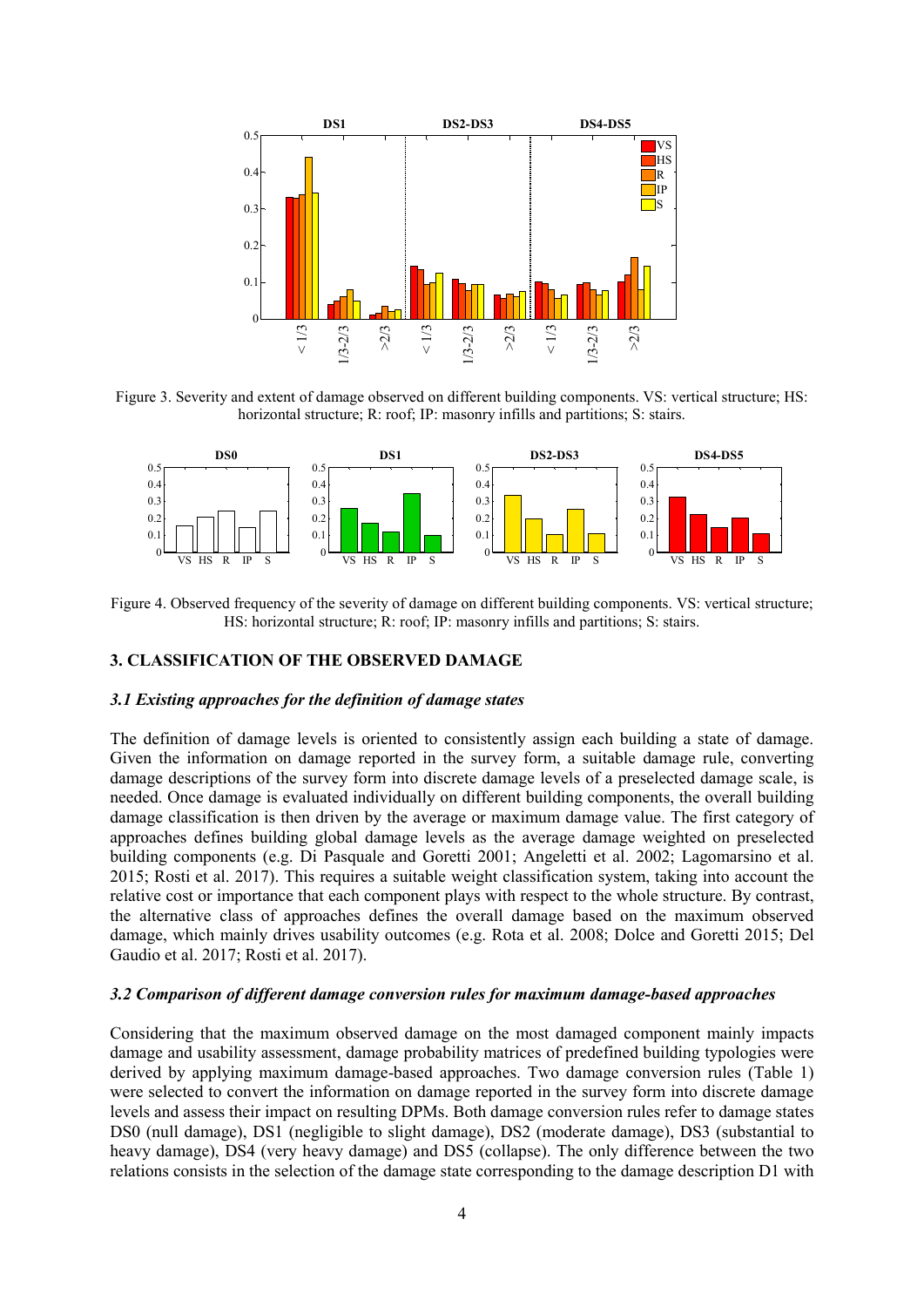Figure 3. Severity and extent of damage observed on different building components. VS: vertical structure; HS: horizontal structure; R: roof; IP: masonry infills and partitions; S: stairs.

Figure 4. Observed frequency of the severity of damage on different building components. VS: vertical structure; HS: horizontal structure; R: roof; IP: masonry infills and partitions; S: stairs.

## 3. CLASSIFICATION OF THE OBSERVED DAMAGE

### *3.1 Existing approaches for the definition of damage states*

The definition of damage levels is oriented to consistently assign each building a state of damage. Given the information on damage reported in the survey form, a suitable damage rule, converting damage descriptions of the survey form into discrete damage levels of a preselected damage scale, is needed. Once damage is evaluated individually on different building components, the overall building damage classification is then driven by the average or maximum damage value. The first category of approaches defines building global damage levels as the average damage weighted on preselected building components (e.g. Di Pasquale and Goretti 2001; Angeletti et al. 2002; Lagomarsino et al. 2015; Rosti et al. 2017). This requires a suitable weight classification system, taking into account the relative cost or importance that each component plays with respect to the whole structure. By contrast, the alternative class of approaches defines the overall damage based on the maximum observed damage, which mainly drives usability outcomes (e.g. Rota et al. 2008; Dolce and Goretti 2015; Del Gaudio et al. 2017; Rosti et al. 2017).

### *3.2 Comparison of different damage conversion rules for maximum damage-based approaches*

Considering that the maximum observed damage on the most damaged component mainly impacts damage and usability assessment, damage probability matrices of predefined building typologies were derived by applying maximum damage-based approaches. Two damage conversion rules (Table 1) were selected to convert the information on damage reported in the survey form into discrete damage levels and assess their impact on resulting DPMs. Both damage conversion rules refer to damage states DS0 (null damage), DS1 (negligible to slight damage), DS2 (moderate damage), DS3 (substantial to heavy damage), DS4 (very heavy damage) and DS5 (collapse). The only difference between the two relations consists in the selection of the damage state corresponding to the damage description D1 with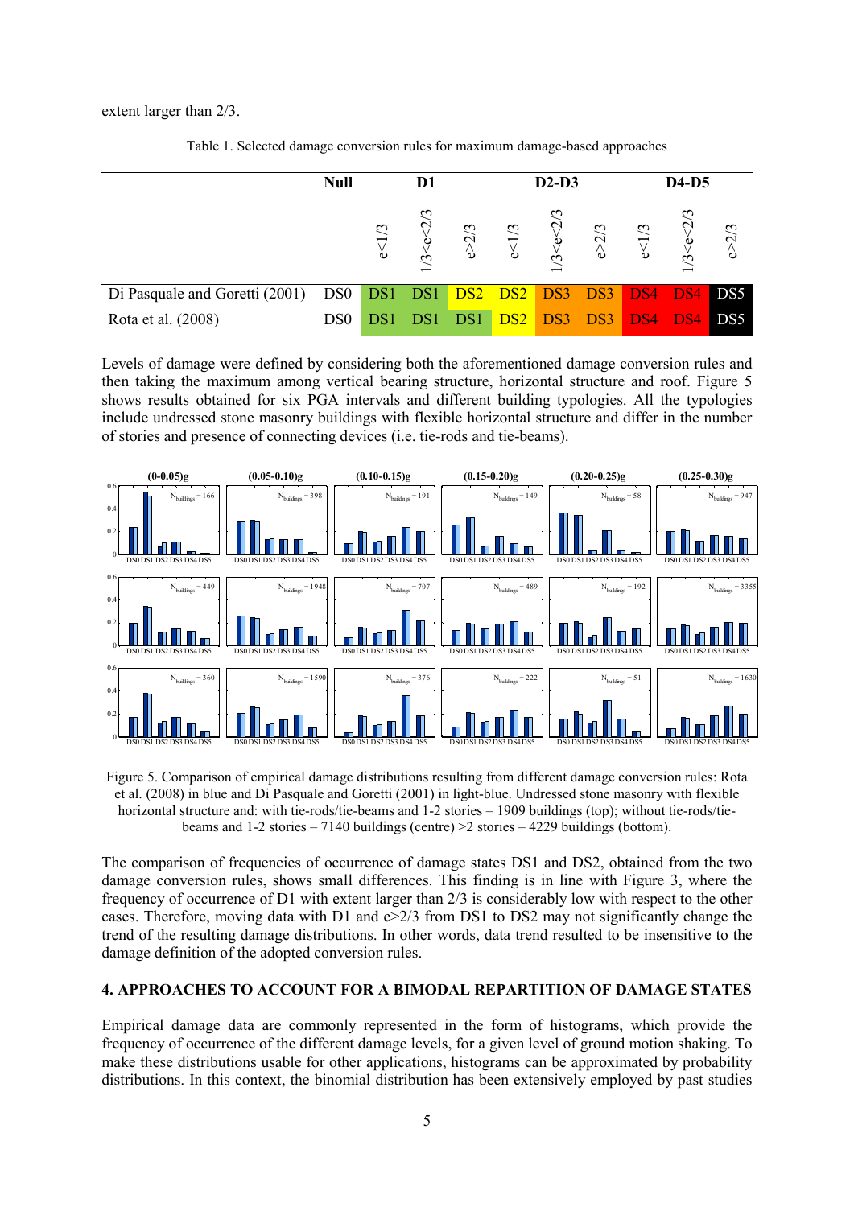extent larger than 2/3.

Table 1. Selected damage conversion rules for maximum damage-based approaches

| | Null | D1 | | | D2-D3 | | | D4-D5 | | |
|---|---|---|---|---|---|---|---|---|---|---|
| | | e<1/3 | 1/3<e<2/3 | e>2/3 | e<1/3 | 1/3<e<2/3 | e>2/3 | e<1/3 | 1/3<e<2/3 | e>2/3 |
| Di Pasquale and Goretti (2001) | DS0 | DS1 | DS1 | DS2 | DS2 | DS3 | DS3 | DS4 | DS4 | DS5 |
| Rota et al. (2008) | DS0 | DS1 | DS1 | DS1 | DS2 | DS3 | DS3 | DS4 | DS4 | DS5 |

Levels of damage were defined by considering both the aforementioned damage conversion rules and then taking the maximum among vertical bearing structure, horizontal structure and roof. Figure 5 shows results obtained for six PGA intervals and different building typologies. All the typologies include undressed stone masonry buildings with flexible horizontal structure and differ in the number of stories and presence of connecting devices (i.e. tie-rods and tie-beams).

Figure 5. Comparison of empirical damage distributions resulting from different damage conversion rules: Rota et al. (2008) in blue and Di Pasquale and Goretti (2001) in light-blue. Undressed stone masonry with flexible horizontal structure and: with tie-rods/tie-beams and 1-2 stories – 1909 buildings (top); without tie-rods/tie-beams and 1-2 stories – 7140 buildings (centre) >2 stories – 4229 buildings (bottom).

The comparison of frequencies of occurrence of damage states DS1 and DS2, obtained from the two damage conversion rules, shows small differences. This finding is in line with Figure 3, where the frequency of occurrence of D1 with extent larger than 2/3 is considerably low with respect to the other cases. Therefore, moving data with D1 and e>2/3 from DS1 to DS2 may not significantly change the trend of the resulting damage distributions. In other words, data trend resulted to be insensitive to the damage definition of the adopted conversion rules.

## 4. APPROACHES TO ACCOUNT FOR A BIMODAL REPARTITION OF DAMAGE STATES

Empirical damage data are commonly represented in the form of histograms, which provide the frequency of occurrence of the different damage levels, for a given level of ground motion shaking. To make these distributions usable for other applications, histograms can be approximated by probability distributions. In this context, the binomial distribution has been extensively employed by past studies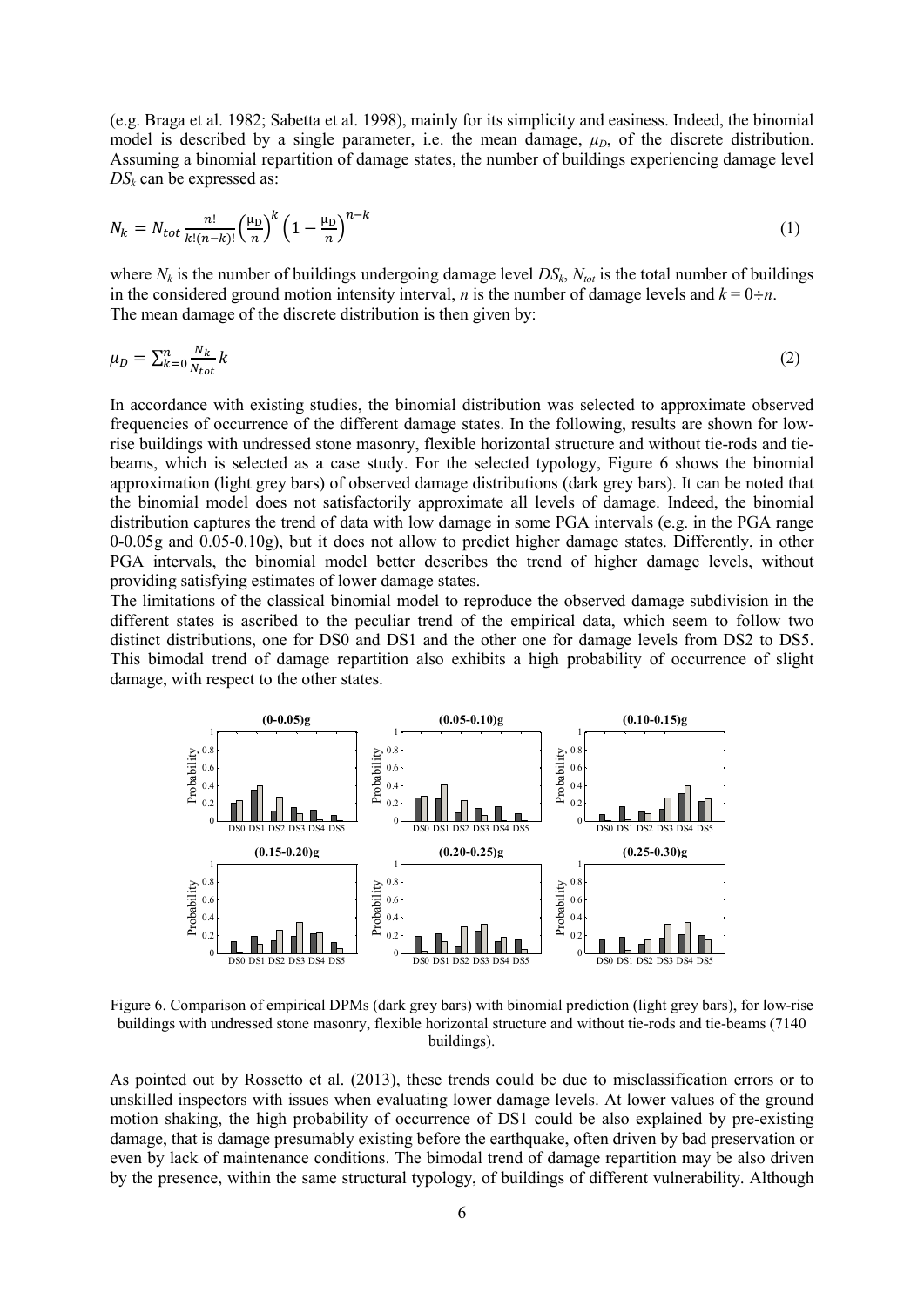(e.g. Braga et al. 1982; Sabetta et al. 1998), mainly for its simplicity and easiness. Indeed, the binomial model is described by a single parameter, i.e. the mean damage, $\mu_D$, of the discrete distribution. Assuming a binomial repartition of damage states, the number of buildings experiencing damage level $DS_k$ can be expressed as:

$$N_k = N_{tot} \frac{n!}{k!(n-k)!} \left(\frac{\mu_D}{n}\right)^k \left(1 - \frac{\mu_D}{n}\right)^{n-k} \tag{1}$$

where $N_k$ is the number of buildings undergoing damage level $DS_k$, $N_{tot}$ is the total number of buildings in the considered ground motion intensity interval, $n$ is the number of damage levels and $k = 0 \div n$.
The mean damage of the discrete distribution is then given by:

$$\mu_D = \sum_{k=0}^{n} \frac{N_k}{N_{tot}} k \tag{2}$$

In accordance with existing studies, the binomial distribution was selected to approximate observed frequencies of occurrence of the different damage states. In the following, results are shown for low-rise buildings with undressed stone masonry, flexible horizontal structure and without tie-rods and tie-beams, which is selected as a case study. For the selected typology, Figure 6 shows the binomial approximation (light grey bars) of observed damage distributions (dark grey bars). It can be noted that the binomial model does not satisfactorily approximate all levels of damage. Indeed, the binomial distribution captures the trend of data with low damage in some PGA intervals (e.g. in the PGA range 0-0.05g and 0.05-0.10g), but it does not allow to predict higher damage states. Differently, in other PGA intervals, the binomial model better describes the trend of higher damage levels, without providing satisfying estimates of lower damage states.
The limitations of the classical binomial model to reproduce the observed damage subdivision in the different states is ascribed to the peculiar trend of the empirical data, which seem to follow two distinct distributions, one for DS0 and DS1 and the other one for damage levels from DS2 to DS5. This bimodal trend of damage repartition also exhibits a high probability of occurrence of slight damage, with respect to the other states.

Figure 6. Comparison of empirical DPMs (dark grey bars) with binomial prediction (light grey bars), for low-rise buildings with undressed stone masonry, flexible horizontal structure and without tie-rods and tie-beams (7140 buildings).

As pointed out by Rossetto et al. (2013), these trends could be due to misclassification errors or to unskilled inspectors with issues when evaluating lower damage levels. At lower values of the ground motion shaking, the high probability of occurrence of DS1 could be also explained by pre-existing damage, that is damage presumably existing before the earthquake, often driven by bad preservation or even by lack of maintenance conditions. The bimodal trend of damage repartition may be also driven by the presence, within the same structural typology, of buildings of different vulnerability. Although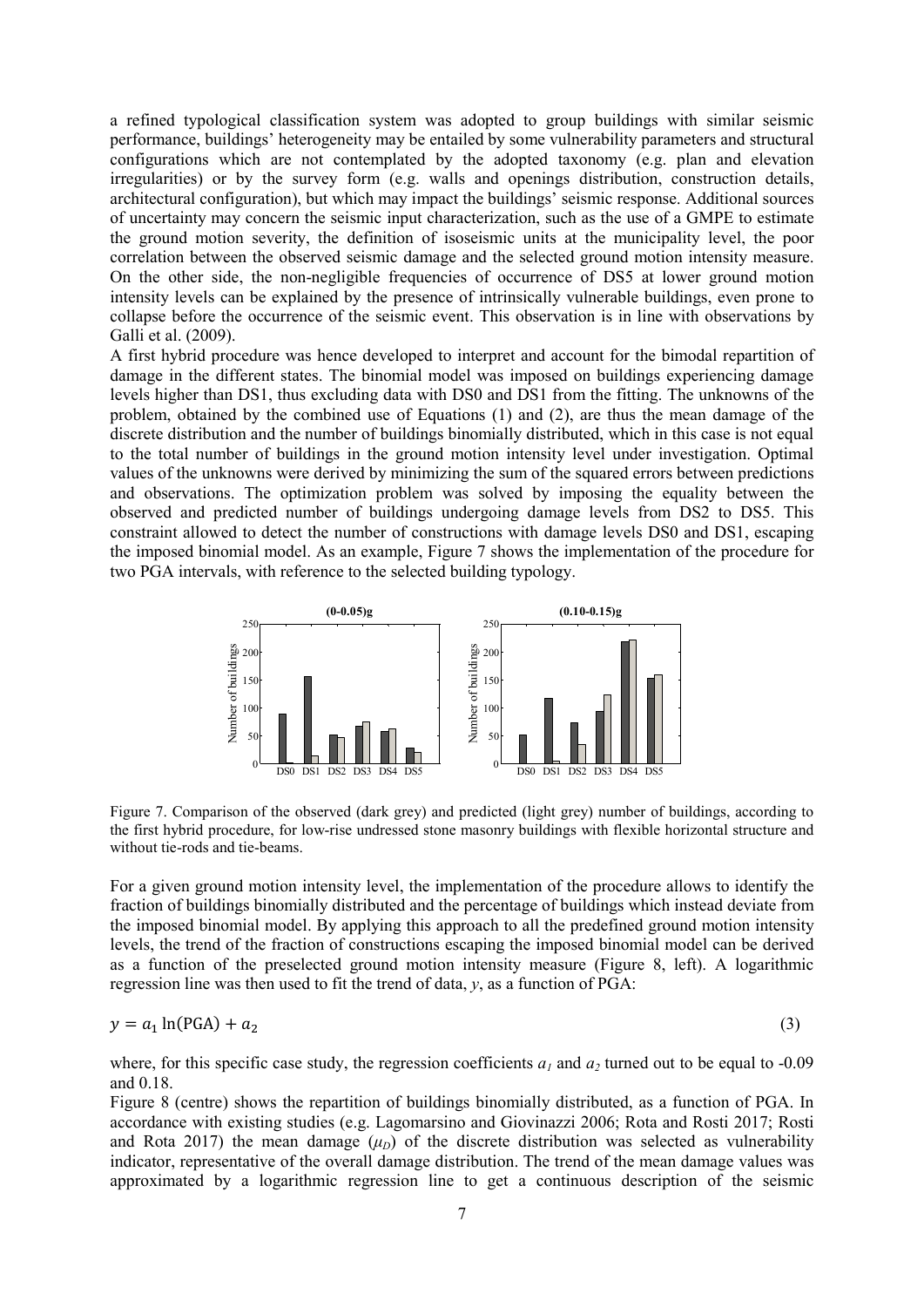a refined typological classification system was adopted to group buildings with similar seismic performance, buildings' heterogeneity may be entailed by some vulnerability parameters and structural configurations which are not contemplated by the adopted taxonomy (e.g. plan and elevation irregularities) or by the survey form (e.g. walls and openings distribution, construction details, architectural configuration), but which may impact the buildings' seismic response. Additional sources of uncertainty may concern the seismic input characterization, such as the use of a GMPE to estimate the ground motion severity, the definition of isoseismic units at the municipality level, the poor correlation between the observed seismic damage and the selected ground motion intensity measure. On the other side, the non-negligible frequencies of occurrence of DS5 at lower ground motion intensity levels can be explained by the presence of intrinsically vulnerable buildings, even prone to collapse before the occurrence of the seismic event. This observation is in line with observations by Galli et al. (2009).

A first hybrid procedure was hence developed to interpret and account for the bimodal repartition of damage in the different states. The binomial model was imposed on buildings experiencing damage levels higher than DS1, thus excluding data with DS0 and DS1 from the fitting. The unknowns of the problem, obtained by the combined use of Equations (1) and (2), are thus the mean damage of the discrete distribution and the number of buildings binomially distributed, which in this case is not equal to the total number of buildings in the ground motion intensity level under investigation. Optimal values of the unknowns were derived by minimizing the sum of the squared errors between predictions and observations. The optimization problem was solved by imposing the equality between the observed and predicted number of buildings undergoing damage levels from DS2 to DS5. This constraint allowed to detect the number of constructions with damage levels DS0 and DS1, escaping the imposed binomial model. As an example, Figure 7 shows the implementation of the procedure for two PGA intervals, with reference to the selected building typology.

Figure 7. Comparison of the observed (dark grey) and predicted (light grey) number of buildings, according to the first hybrid procedure, for low-rise undressed stone masonry buildings with flexible horizontal structure and without tie-rods and tie-beams.

For a given ground motion intensity level, the implementation of the procedure allows to identify the fraction of buildings binomially distributed and the percentage of buildings which instead deviate from the imposed binomial model. By applying this approach to all the predefined ground motion intensity levels, the trend of the fraction of constructions escaping the imposed binomial model can be derived as a function of the preselected ground motion intensity measure (Figure 8, left). A logarithmic regression line was then used to fit the trend of data, $y$, as a function of PGA:

$$y = a_1 \ln(\mathrm{PGA}) + a_2 \tag{3}$$

where, for this specific case study, the regression coefficients $a_1$ and $a_2$ turned out to be equal to -0.09 and 0.18.

Figure 8 (centre) shows the repartition of buildings binomially distributed, as a function of PGA. In accordance with existing studies (e.g. Lagomarsino and Giovinazzi 2006; Rota and Rosti 2017; Rosti and Rota 2017) the mean damage ($\mu_D$) of the discrete distribution was selected as vulnerability indicator, representative of the overall damage distribution. The trend of the mean damage values was approximated by a logarithmic regression line to get a continuous description of the seismic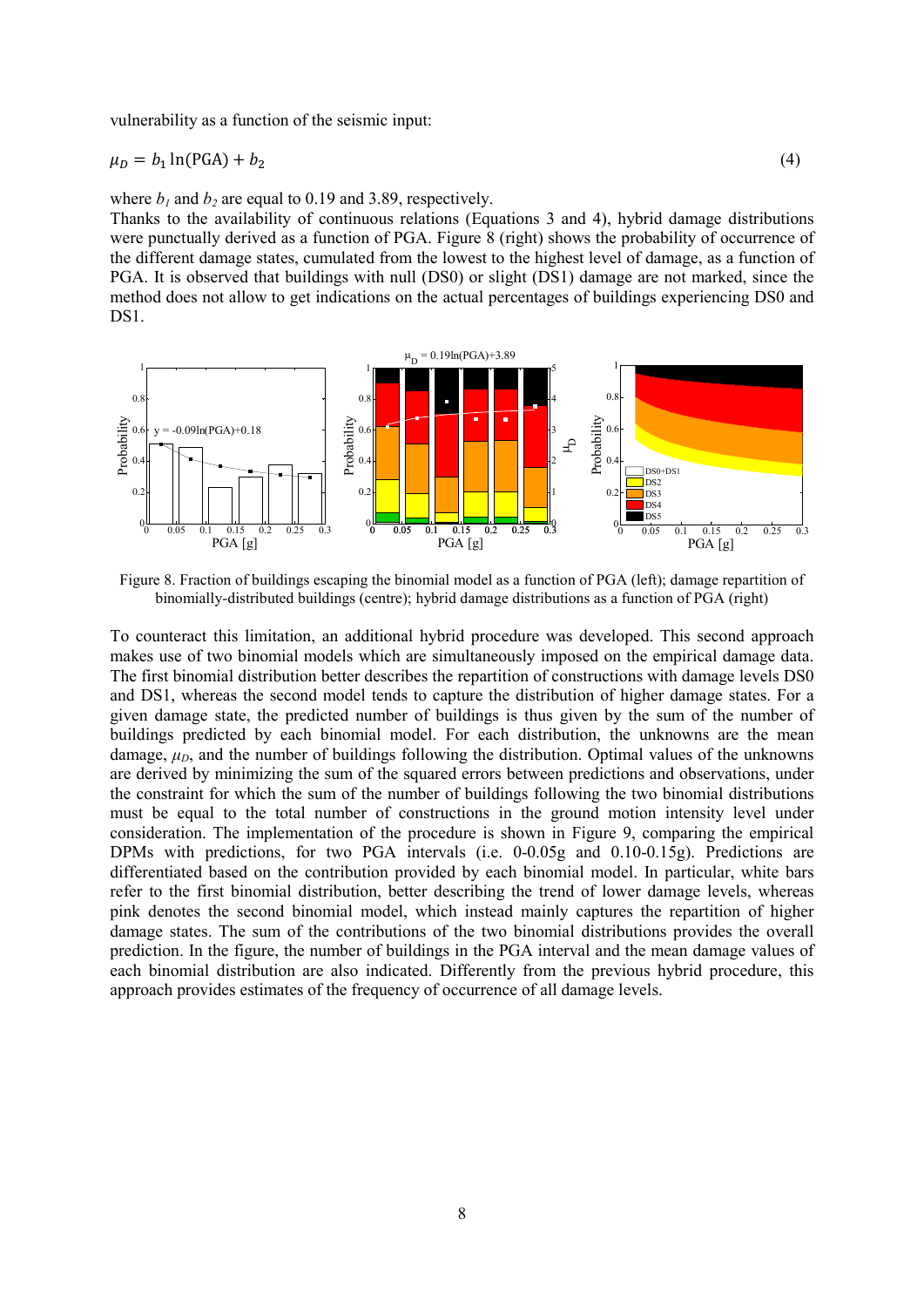vulnerability as a function of the seismic input:

$$\mu_D = b_1 \ln(\text{PGA}) + b_2 \tag{4}$$

where $b_1$ and $b_2$ are equal to 0.19 and 3.89, respectively.

Thanks to the availability of continuous relations (Equations 3 and 4), hybrid damage distributions were punctually derived as a function of PGA. Figure 8 (right) shows the probability of occurrence of the different damage states, cumulated from the lowest to the highest level of damage, as a function of PGA. It is observed that buildings with null (DS0) or slight (DS1) damage are not marked, since the method does not allow to get indications on the actual percentages of buildings experiencing DS0 and DS1.

Figure 8. Fraction of buildings escaping the binomial model as a function of PGA (left); damage repartition of binomially-distributed buildings (centre); hybrid damage distributions as a function of PGA (right)

To counteract this limitation, an additional hybrid procedure was developed. This second approach makes use of two binomial models which are simultaneously imposed on the empirical damage data. The first binomial distribution better describes the repartition of constructions with damage levels DS0 and DS1, whereas the second model tends to capture the distribution of higher damage states. For a given damage state, the predicted number of buildings is thus given by the sum of the number of buildings predicted by each binomial model. For each distribution, the unknowns are the mean damage, $\mu_D$, and the number of buildings following the distribution. Optimal values of the unknowns are derived by minimizing the sum of the squared errors between predictions and observations, under the constraint for which the sum of the number of buildings following the two binomial distributions must be equal to the total number of constructions in the ground motion intensity level under consideration. The implementation of the procedure is shown in Figure 9, comparing the empirical DPMs with predictions, for two PGA intervals (i.e. 0-0.05g and 0.10-0.15g). Predictions are differentiated based on the contribution provided by each binomial model. In particular, white bars refer to the first binomial distribution, better describing the trend of lower damage levels, whereas pink denotes the second binomial model, which instead mainly captures the repartition of higher damage states. The sum of the contributions of the two binomial distributions provides the overall prediction. In the figure, the number of buildings in the PGA interval and the mean damage values of each binomial distribution are also indicated. Differently from the previous hybrid procedure, this approach provides estimates of the frequency of occurrence of all damage levels.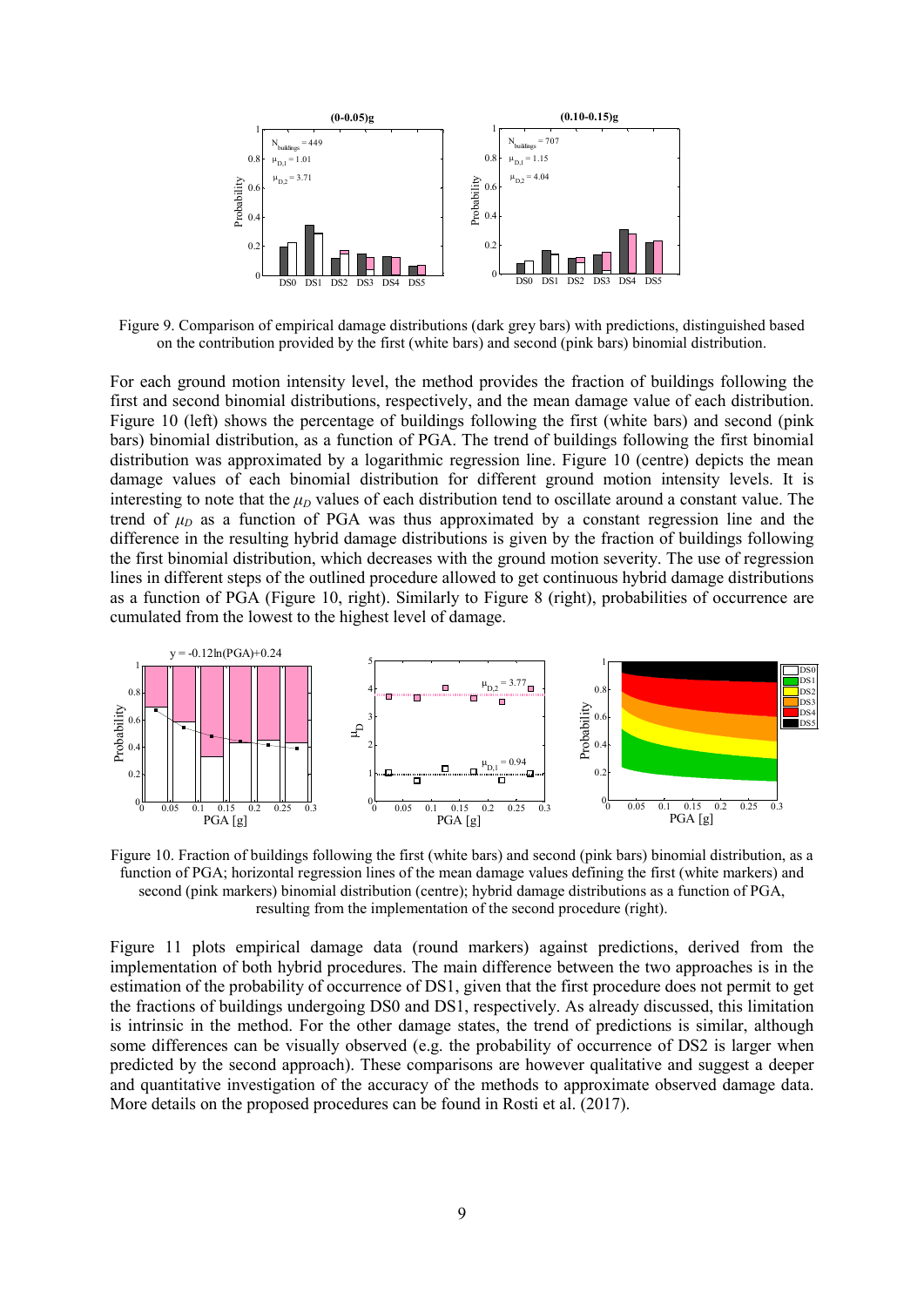Figure 9. Comparison of empirical damage distributions (dark grey bars) with predictions, distinguished based on the contribution provided by the first (white bars) and second (pink bars) binomial distribution.

For each ground motion intensity level, the method provides the fraction of buildings following the first and second binomial distributions, respectively, and the mean damage value of each distribution. Figure 10 (left) shows the percentage of buildings following the first (white bars) and second (pink bars) binomial distribution, as a function of PGA. The trend of buildings following the first binomial distribution was approximated by a logarithmic regression line. Figure 10 (centre) depicts the mean damage values of each binomial distribution for different ground motion intensity levels. It is interesting to note that the $\mu_D$ values of each distribution tend to oscillate around a constant value. The trend of $\mu_D$ as a function of PGA was thus approximated by a constant regression line and the difference in the resulting hybrid damage distributions is given by the fraction of buildings following the first binomial distribution, which decreases with the ground motion severity. The use of regression lines in different steps of the outlined procedure allowed to get continuous hybrid damage distributions as a function of PGA (Figure 10, right). Similarly to Figure 8 (right), probabilities of occurrence are cumulated from the lowest to the highest level of damage.

Figure 10. Fraction of buildings following the first (white bars) and second (pink bars) binomial distribution, as a function of PGA; horizontal regression lines of the mean damage values defining the first (white markers) and second (pink markers) binomial distribution (centre); hybrid damage distributions as a function of PGA, resulting from the implementation of the second procedure (right).

Figure 11 plots empirical damage data (round markers) against predictions, derived from the implementation of both hybrid procedures. The main difference between the two approaches is in the estimation of the probability of occurrence of DS1, given that the first procedure does not permit to get the fractions of buildings undergoing DS0 and DS1, respectively. As already discussed, this limitation is intrinsic in the method. For the other damage states, the trend of predictions is similar, although some differences can be visually observed (e.g. the probability of occurrence of DS2 is larger when predicted by the second approach). These comparisons are however qualitative and suggest a deeper and quantitative investigation of the accuracy of the methods to approximate observed damage data. More details on the proposed procedures can be found in Rosti et al. (2017).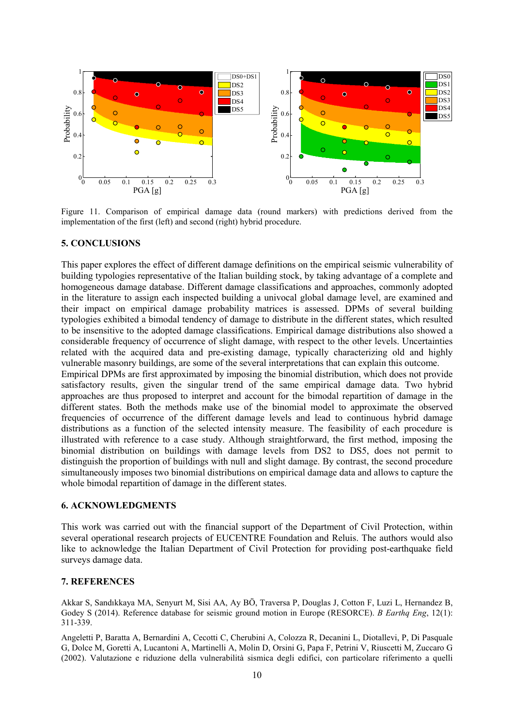Figure 11. Comparison of empirical damage data (round markers) with predictions derived from the implementation of the first (left) and second (right) hybrid procedure.

## 5. CONCLUSIONS

This paper explores the effect of different damage definitions on the empirical seismic vulnerability of building typologies representative of the Italian building stock, by taking advantage of a complete and homogeneous damage database. Different damage classifications and approaches, commonly adopted in the literature to assign each inspected building a univocal global damage level, are examined and their impact on empirical damage probability matrices is assessed. DPMs of several building typologies exhibited a bimodal tendency of damage to distribute in the different states, which resulted to be insensitive to the adopted damage classifications. Empirical damage distributions also showed a considerable frequency of occurrence of slight damage, with respect to the other levels. Uncertainties related with the acquired data and pre-existing damage, typically characterizing old and highly vulnerable masonry buildings, are some of the several interpretations that can explain this outcome.
Empirical DPMs are first approximated by imposing the binomial distribution, which does not provide satisfactory results, given the singular trend of the same empirical damage data. Two hybrid approaches are thus proposed to interpret and account for the bimodal repartition of damage in the different states. Both the methods make use of the binomial model to approximate the observed frequencies of occurrence of the different damage levels and lead to continuous hybrid damage distributions as a function of the selected intensity measure. The feasibility of each procedure is illustrated with reference to a case study. Although straightforward, the first method, imposing the binomial distribution on buildings with damage levels from DS2 to DS5, does not permit to distinguish the proportion of buildings with null and slight damage. By contrast, the second procedure simultaneously imposes two binomial distributions on empirical damage data and allows to capture the whole bimodal repartition of damage in the different states.

## 6. ACKNOWLEDGMENTS

This work was carried out with the financial support of the Department of Civil Protection, within several operational research projects of EUCENTRE Foundation and Reluis. The authors would also like to acknowledge the Italian Department of Civil Protection for providing post-earthquake field surveys damage data.

## 7. REFERENCES

Akkar S, Sandıkkaya MA, Senyurt M, Sisi AA, Ay BÖ, Traversa P, Douglas J, Cotton F, Luzi L, Hernandez B, Godey S (2014). Reference database for seismic ground motion in Europe (RESORCE). *B Earthq Eng*, 12(1): 311-339.

Angeletti P, Baratta A, Bernardini A, Cecotti C, Cherubini A, Colozza R, Decanini L, Diotallevi, P, Di Pasquale G, Dolce M, Goretti A, Lucantoni A, Martinelli A, Molin D, Orsini G, Papa F, Petrini V, Riuscetti M, Zuccaro G (2002). Valutazione e riduzione della vulnerabilità sismica degli edifici, con particolare riferimento a quelli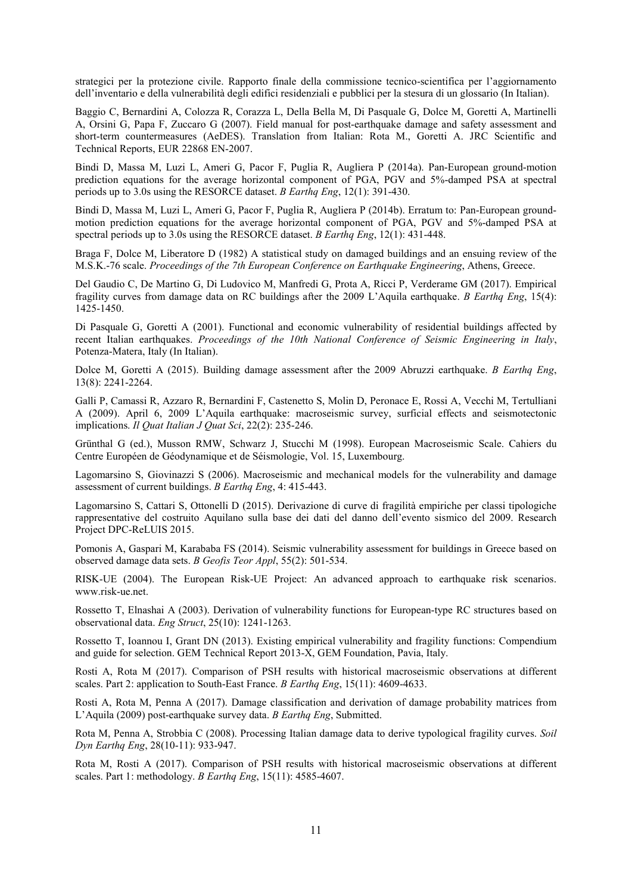strategici per la protezione civile. Rapporto finale della commissione tecnico-scientifica per l'aggiornamento dell'inventario e della vulnerabilità degli edifici residenziali e pubblici per la stesura di un glossario (In Italian).

Baggio C, Bernardini A, Colozza R, Corazza L, Della Bella M, Di Pasquale G, Dolce M, Goretti A, Martinelli A, Orsini G, Papa F, Zuccaro G (2007). Field manual for post-earthquake damage and safety assessment and short-term countermeasures (AeDES). Translation from Italian: Rota M., Goretti A. JRC Scientific and Technical Reports, EUR 22868 EN-2007.

Bindi D, Massa M, Luzi L, Ameri G, Pacor F, Puglia R, Augliera P (2014a). Pan-European ground-motion prediction equations for the average horizontal component of PGA, PGV and 5%-damped PSA at spectral periods up to 3.0s using the RESORCE dataset. *B Earthq Eng*, 12(1): 391-430.

Bindi D, Massa M, Luzi L, Ameri G, Pacor F, Puglia R, Augliera P (2014b). Erratum to: Pan-European ground-motion prediction equations for the average horizontal component of PGA, PGV and 5%-damped PSA at spectral periods up to 3.0s using the RESORCE dataset. *B Earthq Eng*, 12(1): 431-448.

Braga F, Dolce M, Liberatore D (1982) A statistical study on damaged buildings and an ensuing review of the M.S.K.-76 scale. *Proceedings of the 7th European Conference on Earthquake Engineering*, Athens, Greece.

Del Gaudio C, De Martino G, Di Ludovico M, Manfredi G, Prota A, Ricci P, Verderame GM (2017). Empirical fragility curves from damage data on RC buildings after the 2009 L'Aquila earthquake. *B Earthq Eng*, 15(4): 1425-1450.

Di Pasquale G, Goretti A (2001). Functional and economic vulnerability of residential buildings affected by recent Italian earthquakes. *Proceedings of the 10th National Conference of Seismic Engineering in Italy*, Potenza-Matera, Italy (In Italian).

Dolce M, Goretti A (2015). Building damage assessment after the 2009 Abruzzi earthquake. *B Earthq Eng*, 13(8): 2241-2264.

Galli P, Camassi R, Azzaro R, Bernardini F, Castenetto S, Molin D, Peronace E, Rossi A, Vecchi M, Tertulliani A (2009). April 6, 2009 L'Aquila earthquake: macroseismic survey, surficial effects and seismotectonic implications. *Il Quat Italian J Quat Sci*, 22(2): 235-246.

Grünthal G (ed.), Musson RMW, Schwarz J, Stucchi M (1998). European Macroseismic Scale. Cahiers du Centre Européen de Géodynamique et de Séismologie, Vol. 15, Luxembourg.

Lagomarsino S, Giovinazzi S (2006). Macroseismic and mechanical models for the vulnerability and damage assessment of current buildings. *B Earthq Eng*, 4: 415-443.

Lagomarsino S, Cattari S, Ottonelli D (2015). Derivazione di curve di fragilità empiriche per classi tipologiche rappresentative del costruito Aquilano sulla base dei dati del danno dell'evento sismico del 2009. Research Project DPC-ReLUIS 2015.

Pomonis A, Gaspari M, Karababa FS (2014). Seismic vulnerability assessment for buildings in Greece based on observed damage data sets. *B Geofis Teor Appl*, 55(2): 501-534.

RISK-UE (2004). The European Risk-UE Project: An advanced approach to earthquake risk scenarios. www.risk-ue.net.

Rossetto T, Elnashai A (2003). Derivation of vulnerability functions for European-type RC structures based on observational data. *Eng Struct*, 25(10): 1241-1263.

Rossetto T, Ioannou I, Grant DN (2013). Existing empirical vulnerability and fragility functions: Compendium and guide for selection. GEM Technical Report 2013-X, GEM Foundation, Pavia, Italy.

Rosti A, Rota M (2017). Comparison of PSH results with historical macroseismic observations at different scales. Part 2: application to South-East France. *B Earthq Eng*, 15(11): 4609-4633.

Rosti A, Rota M, Penna A (2017). Damage classification and derivation of damage probability matrices from L'Aquila (2009) post-earthquake survey data. *B Earthq Eng*, Submitted.

Rota M, Penna A, Strobbia C (2008). Processing Italian damage data to derive typological fragility curves. *Soil Dyn Earthq Eng*, 28(10-11): 933-947.

Rota M, Rosti A (2017). Comparison of PSH results with historical macroseismic observations at different scales. Part 1: methodology. *B Earthq Eng*, 15(11): 4585-4607.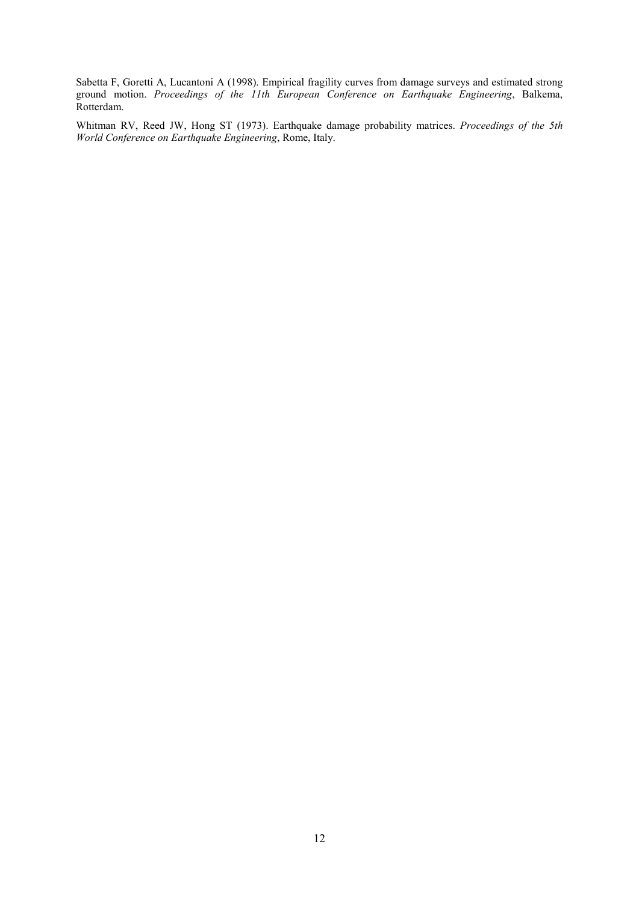Sabetta F, Goretti A, Lucantoni A (1998). Empirical fragility curves from damage surveys and estimated strong ground motion. *Proceedings of the 11th European Conference on Earthquake Engineering*, Balkema, Rotterdam.

Whitman RV, Reed JW, Hong ST (1973). Earthquake damage probability matrices. *Proceedings of the 5th World Conference on Earthquake Engineering*, Rome, Italy.